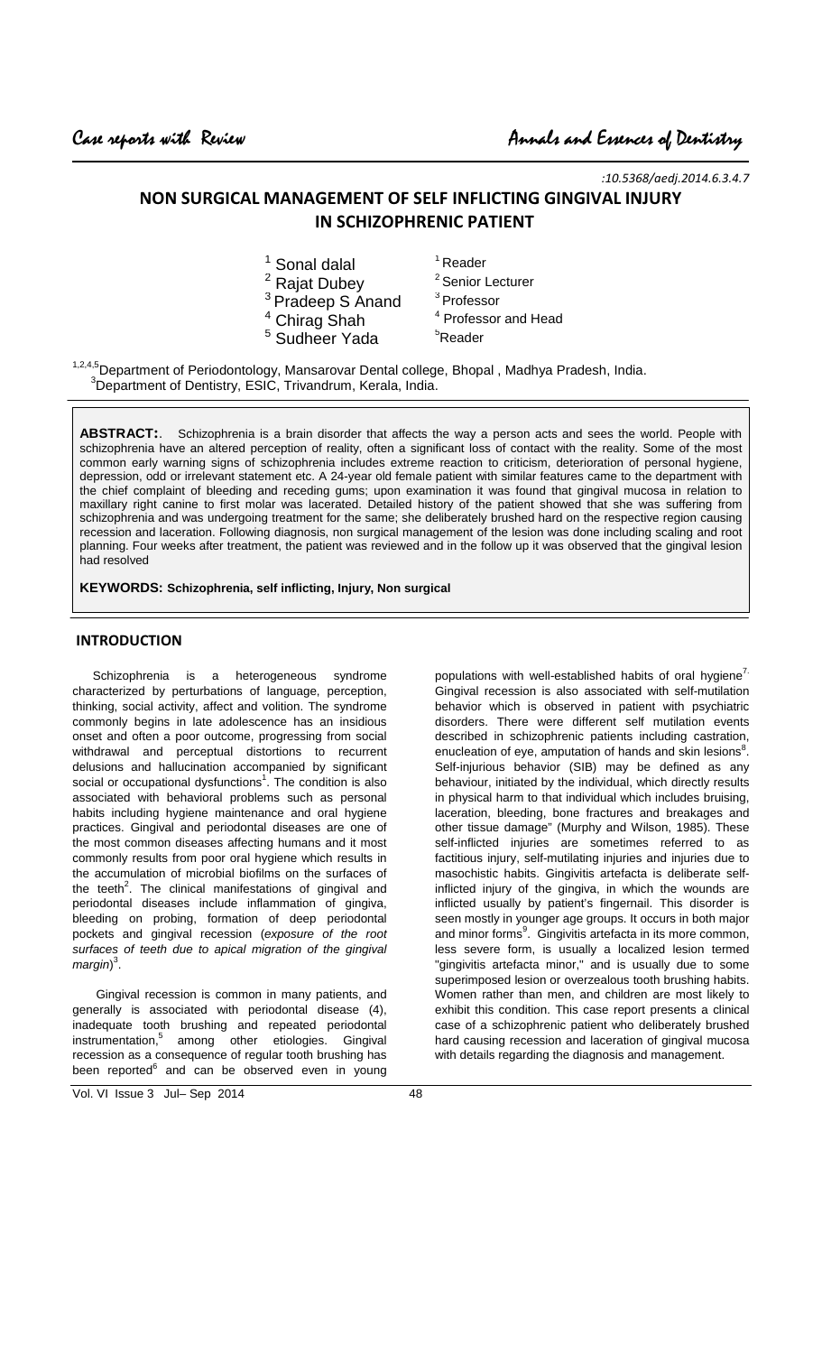:10.5368/aedj.2014.6.3.4.7

# NON SURGICAL MANAGEMENT OF SELF INFLICTING GINGIVAL INJURY IN SCHIZOPHRENIC PATIENT

[1] Sonal dalal — [1] Reader
[2] Rajat Dubey — [2] Senior Lecturer
[3] Pradeep S Anand — [3] Professor
[4] Chirag Shah — [4] Professor and Head
[5] Sudheer Yada — [5] Reader

[1,2,4,5] Department of Periodontology, Mansarovar Dental college, Bhopal , Madhya Pradesh, India.
[3] Department of Dentistry, ESIC, Trivandrum, Kerala, India.

**ABSTRACT:**. Schizophrenia is a brain disorder that affects the way a person acts and sees the world. People with schizophrenia have an altered perception of reality, often a significant loss of contact with the reality. Some of the most common early warning signs of schizophrenia includes extreme reaction to criticism, deterioration of personal hygiene, depression, odd or irrelevant statement etc. A 24-year old female patient with similar features came to the department with the chief complaint of bleeding and receding gums; upon examination it was found that gingival mucosa in relation to maxillary right canine to first molar was lacerated. Detailed history of the patient showed that she was suffering from schizophrenia and was undergoing treatment for the same; she deliberately brushed hard on the respective region causing recession and laceration. Following diagnosis, non surgical management of the lesion was done including scaling and root planning. Four weeks after treatment, the patient was reviewed and in the follow up it was observed that the gingival lesion had resolved

**KEYWORDS: Schizophrenia, self inflicting, Injury, Non surgical**

## INTRODUCTION

Schizophrenia is a heterogeneous syndrome characterized by perturbations of language, perception, thinking, social activity, affect and volition. The syndrome commonly begins in late adolescence has an insidious onset and often a poor outcome, progressing from social withdrawal and perceptual distortions to recurrent delusions and hallucination accompanied by significant social or occupational dysfunctions[1]. The condition is also associated with behavioral problems such as personal habits including hygiene maintenance and oral hygiene practices. Gingival and periodontal diseases are one of the most common diseases affecting humans and it most commonly results from poor oral hygiene which results in the accumulation of microbial biofilms on the surfaces of the teeth[2]. The clinical manifestations of gingival and periodontal diseases include inflammation of gingiva, bleeding on probing, formation of deep periodontal pockets and gingival recession (*exposure of the root surfaces of teeth due to apical migration of the gingival margin*)[3].

Gingival recession is common in many patients, and generally is associated with periodontal disease (4), inadequate tooth brushing and repeated periodontal instrumentation,[5] among other etiologies. Gingival recession as a consequence of regular tooth brushing has been reported[6] and can be observed even in young populations with well-established habits of oral hygiene[7]. Gingival recession is also associated with self-mutilation behavior which is observed in patient with psychiatric disorders. There were different self mutilation events described in schizophrenic patients including castration, enucleation of eye, amputation of hands and skin lesions[8]. Self-injurious behavior (SIB) may be defined as any behaviour, initiated by the individual, which directly results in physical harm to that individual which includes bruising, laceration, bleeding, bone fractures and breakages and other tissue damage" (Murphy and Wilson, 1985). These self-inflicted injuries are sometimes referred to as factitious injury, self-mutilating injuries and injuries due to masochistic habits. Gingivitis artefacta is deliberate self-inflicted injury of the gingiva, in which the wounds are inflicted usually by patient's fingernail. This disorder is seen mostly in younger age groups. It occurs in both major and minor forms[9]. Gingivitis artefacta in its more common, less severe form, is usually a localized lesion termed "gingivitis artefacta minor," and is usually due to some superimposed lesion or overzealous tooth brushing habits. Women rather than men, and children are most likely to exhibit this condition. This case report presents a clinical case of a schizophrenic patient who deliberately brushed hard causing recession and laceration of gingival mucosa with details regarding the diagnosis and management.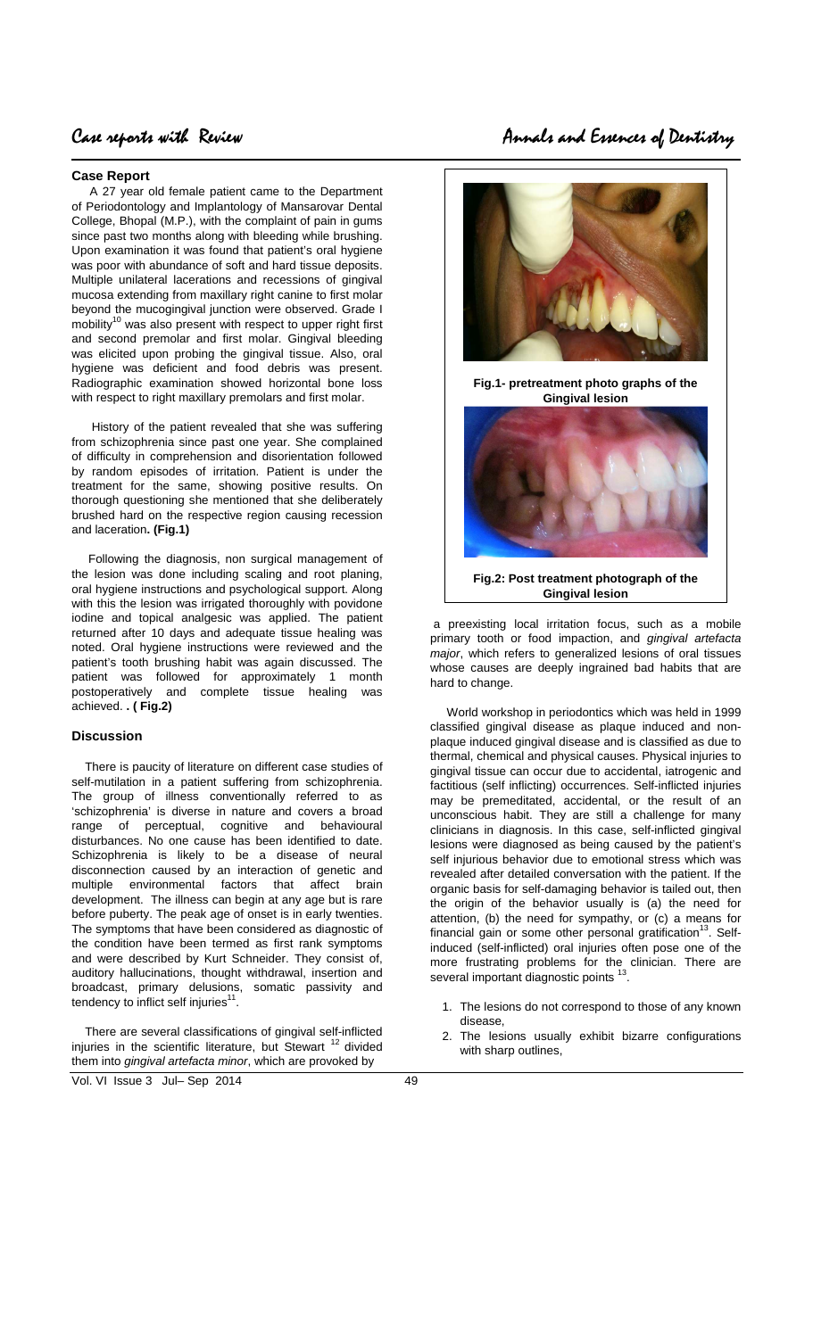## Case Report

A 27 year old female patient came to the Department of Periodontology and Implantology of Mansarovar Dental College, Bhopal (M.P.), with the complaint of pain in gums since past two months along with bleeding while brushing. Upon examination it was found that patient's oral hygiene was poor with abundance of soft and hard tissue deposits. Multiple unilateral lacerations and recessions of gingival mucosa extending from maxillary right canine to first molar beyond the mucogingival junction were observed. Grade I mobility[10] was also present with respect to upper right first and second premolar and first molar. Gingival bleeding was elicited upon probing the gingival tissue. Also, oral hygiene was deficient and food debris was present. Radiographic examination showed horizontal bone loss with respect to right maxillary premolars and first molar.

History of the patient revealed that she was suffering from schizophrenia since past one year. She complained of difficulty in comprehension and disorientation followed by random episodes of irritation. Patient is under the treatment for the same, showing positive results. On thorough questioning she mentioned that she deliberately brushed hard on the respective region causing recession and laceration**. (Fig.1)**

Following the diagnosis, non surgical management of the lesion was done including scaling and root planing, oral hygiene instructions and psychological support. Along with this the lesion was irrigated thoroughly with povidone iodine and topical analgesic was applied. The patient returned after 10 days and adequate tissue healing was noted. Oral hygiene instructions were reviewed and the patient's tooth brushing habit was again discussed. The patient was followed for approximately 1 month postoperatively and complete tissue healing was achieved. **. ( Fig.2)**

**Fig.1- pretreatment photo graphs of the Gingival lesion**

**Fig.2: Post treatment photograph of the Gingival lesion**

## Discussion

There is paucity of literature on different case studies of self-mutilation in a patient suffering from schizophrenia. The group of illness conventionally referred to as 'schizophrenia' is diverse in nature and covers a broad range of perceptual, cognitive and behavioural disturbances. No one cause has been identified to date. Schizophrenia is likely to be a disease of neural disconnection caused by an interaction of genetic and multiple environmental factors that affect brain development. The illness can begin at any age but is rare before puberty. The peak age of onset is in early twenties. The symptoms that have been considered as diagnostic of the condition have been termed as first rank symptoms and were described by Kurt Schneider. They consist of, auditory hallucinations, thought withdrawal, insertion and broadcast, primary delusions, somatic passivity and tendency to inflict self injuries[11].

There are several classifications of gingival self-inflicted injuries in the scientific literature, but Stewart [12] divided them into *gingival artefacta minor*, which are provoked by a preexisting local irritation focus, such as a mobile primary tooth or food impaction, and *gingival artefacta major*, which refers to generalized lesions of oral tissues whose causes are deeply ingrained bad habits that are hard to change.

World workshop in periodontics which was held in 1999 classified gingival disease as plaque induced and non-plaque induced gingival disease and is classified as due to thermal, chemical and physical causes. Physical injuries to gingival tissue can occur due to accidental, iatrogenic and factitious (self inflicting) occurrences. Self-inflicted injuries may be premeditated, accidental, or the result of an unconscious habit. They are still a challenge for many clinicians in diagnosis. In this case, self-inflicted gingival lesions were diagnosed as being caused by the patient's self injurious behavior due to emotional stress which was revealed after detailed conversation with the patient. If the organic basis for self-damaging behavior is tailed out, then the origin of the behavior usually is (a) the need for attention, (b) the need for sympathy, or (c) a means for financial gain or some other personal gratification[13]. Self-induced (self-inflicted) oral injuries often pose one of the more frustrating problems for the clinician. There are several important diagnostic points [13].

1. The lesions do not correspond to those of any known disease,
2. The lesions usually exhibit bizarre configurations with sharp outlines,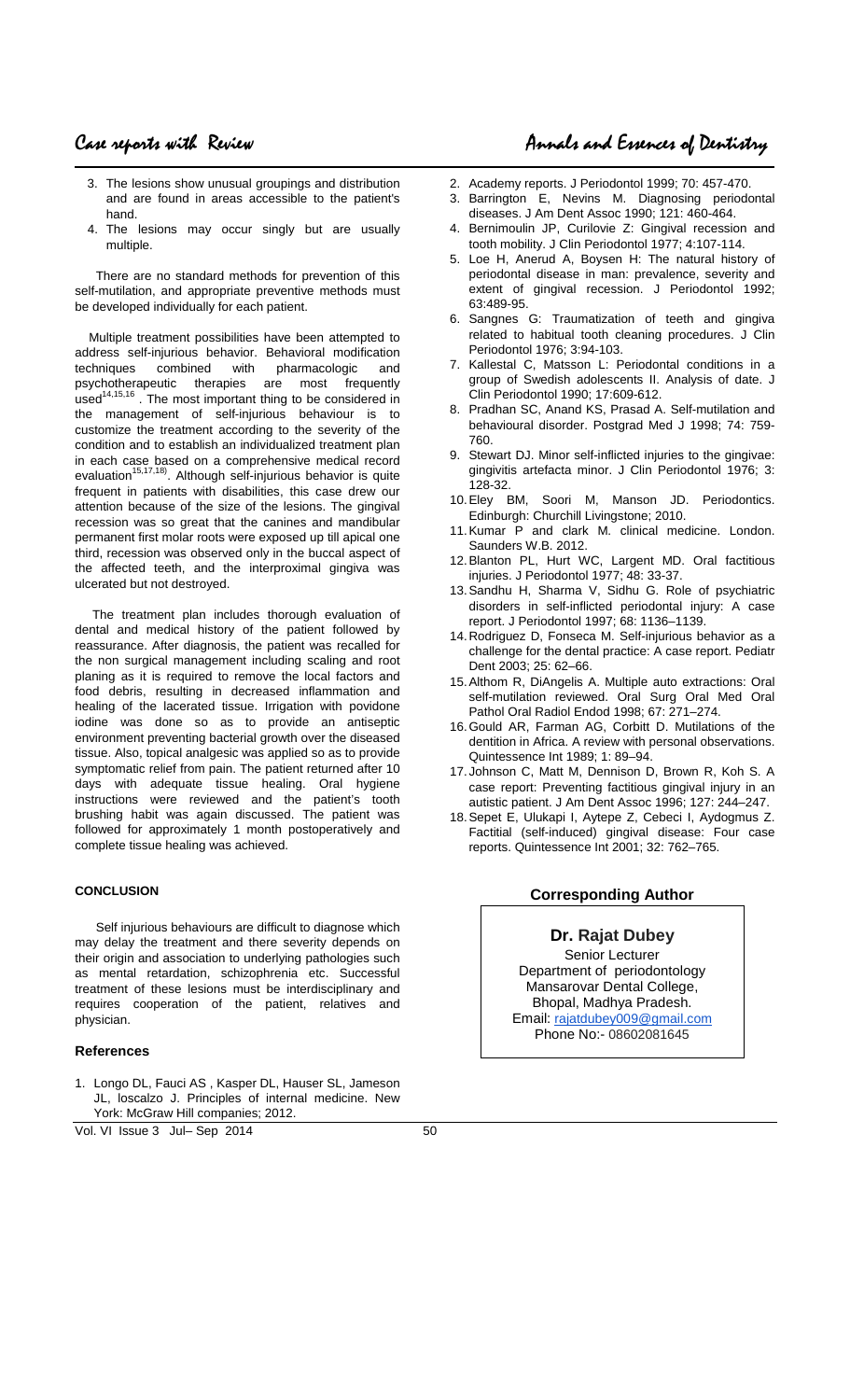3. The lesions show unusual groupings and distribution and are found in areas accessible to the patient's hand.
4. The lesions may occur singly but are usually multiple.

There are no standard methods for prevention of this self-mutilation, and appropriate preventive methods must be developed individually for each patient.

Multiple treatment possibilities have been attempted to address self-injurious behavior. Behavioral modification techniques combined with pharmacologic and psychotherapeutic therapies are most frequently used[14,15,16]. The most important thing to be considered in the management of self-injurious behaviour is to customize the treatment according to the severity of the condition and to establish an individualized treatment plan in each case based on a comprehensive medical record evaluation[15,17,18]. Although self-injurious behavior is quite frequent in patients with disabilities, this case drew our attention because of the size of the lesions. The gingival recession was so great that the canines and mandibular permanent first molar roots were exposed up till apical one third, recession was observed only in the buccal aspect of the affected teeth, and the interproximal gingiva was ulcerated but not destroyed.

The treatment plan includes thorough evaluation of dental and medical history of the patient followed by reassurance. After diagnosis, the patient was recalled for the non surgical management including scaling and root planing as it is required to remove the local factors and food debris, resulting in decreased inflammation and healing of the lacerated tissue. Irrigation with povidone iodine was done so as to provide an antiseptic environment preventing bacterial growth over the diseased tissue. Also, topical analgesic was applied so as to provide symptomatic relief from pain. The patient returned after 10 days with adequate tissue healing. Oral hygiene instructions were reviewed and the patient's tooth brushing habit was again discussed. The patient was followed for approximately 1 month postoperatively and complete tissue healing was achieved.

## CONCLUSION

Self injurious behaviours are difficult to diagnose which may delay the treatment and there severity depends on their origin and association to underlying pathologies such as mental retardation, schizophrenia etc. Successful treatment of these lesions must be interdisciplinary and requires cooperation of the patient, relatives and physician.

## References

1. Longo DL, Fauci AS , Kasper DL, Hauser SL, Jameson JL, loscalzo J. Principles of internal medicine. New York: McGraw Hill companies; 2012.
2. Academy reports. J Periodontol 1999; 70: 457-470.
3. Barrington E, Nevins M. Diagnosing periodontal diseases. J Am Dent Assoc 1990; 121: 460-464.
4. Bernimoulin JP, Curilovie Z: Gingival recession and tooth mobility. J Clin Periodontol 1977; 4:107-114.
5. Loe H, Anerud A, Boysen H: The natural history of periodontal disease in man: prevalence, severity and extent of gingival recession. J Periodontol 1992; 63:489-95.
6. Sangnes G: Traumatization of teeth and gingiva related to habitual tooth cleaning procedures. J Clin Periodontol 1976; 3:94-103.
7. Kallestal C, Matsson L: Periodontal conditions in a group of Swedish adolescents II. Analysis of date. J Clin Periodontol 1990; 17:609-612.
8. Pradhan SC, Anand KS, Prasad A. Self-mutilation and behavioural disorder. Postgrad Med J 1998; 74: 759-760.
9. Stewart DJ. Minor self-inflicted injuries to the gingivae: gingivitis artefacta minor. J Clin Periodontol 1976; 3: 128-32.
10. Eley BM, Soori M, Manson JD. Periodontics. Edinburgh: Churchill Livingstone; 2010.
11. Kumar P and clark M. clinical medicine. London. Saunders W.B. 2012.
12. Blanton PL, Hurt WC, Largent MD. Oral factitious injuries. J Periodontol 1977; 48: 33-37.
13. Sandhu H, Sharma V, Sidhu G. Role of psychiatric disorders in self-inflicted periodontal injury: A case report. J Periodontol 1997; 68: 1136–1139.
14. Rodriguez D, Fonseca M. Self-injurious behavior as a challenge for the dental practice: A case report. Pediatr Dent 2003; 25: 62–66.
15. Althom R, DiAngelis A. Multiple auto extractions: Oral self-mutilation reviewed. Oral Surg Oral Med Oral Pathol Oral Radiol Endod 1998; 67: 271–274.
16. Gould AR, Farman AG, Corbitt D. Mutilations of the dentition in Africa. A review with personal observations. Quintessence Int 1989; 1: 89–94.
17. Johnson C, Matt M, Dennison D, Brown R, Koh S. A case report: Preventing factitious gingival injury in an autistic patient. J Am Dent Assoc 1996; 127: 244–247.
18. Sepet E, Ulukapi I, Aytepe Z, Cebeci I, Aydogmus Z. Factitial (self-induced) gingival disease: Four case reports. Quintessence Int 2001; 32: 762–765.

## Corresponding Author

**Dr. Rajat Dubey**
Senior Lecturer
Department of periodontology
Mansarovar Dental College,
Bhopal, Madhya Pradesh.
Email: rajatdubey009@gmail.com
Phone No:- 08602081645